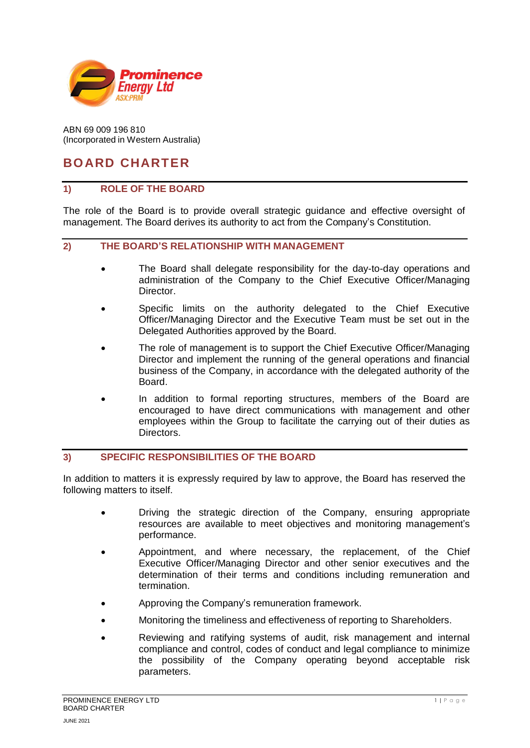ABN 69 009 196 810
(Incorporated in Western Australia)

# BOARD CHARTER

## 1) ROLE OF THE BOARD

The role of the Board is to provide overall strategic guidance and effective oversight of management. The Board derives its authority to act from the Company's Constitution.

## 2) THE BOARD'S RELATIONSHIP WITH MANAGEMENT

- The Board shall delegate responsibility for the day-to-day operations and administration of the Company to the Chief Executive Officer/Managing Director.
- Specific limits on the authority delegated to the Chief Executive Officer/Managing Director and the Executive Team must be set out in the Delegated Authorities approved by the Board.
- The role of management is to support the Chief Executive Officer/Managing Director and implement the running of the general operations and financial business of the Company, in accordance with the delegated authority of the Board.
- In addition to formal reporting structures, members of the Board are encouraged to have direct communications with management and other employees within the Group to facilitate the carrying out of their duties as Directors.

## 3) SPECIFIC RESPONSIBILITIES OF THE BOARD

In addition to matters it is expressly required by law to approve, the Board has reserved the following matters to itself.

- Driving the strategic direction of the Company, ensuring appropriate resources are available to meet objectives and monitoring management's performance.
- Appointment, and where necessary, the replacement, of the Chief Executive Officer/Managing Director and other senior executives and the determination of their terms and conditions including remuneration and termination.
- Approving the Company's remuneration framework.
- Monitoring the timeliness and effectiveness of reporting to Shareholders.
- Reviewing and ratifying systems of audit, risk management and internal compliance and control, codes of conduct and legal compliance to minimize the possibility of the Company operating beyond acceptable risk parameters.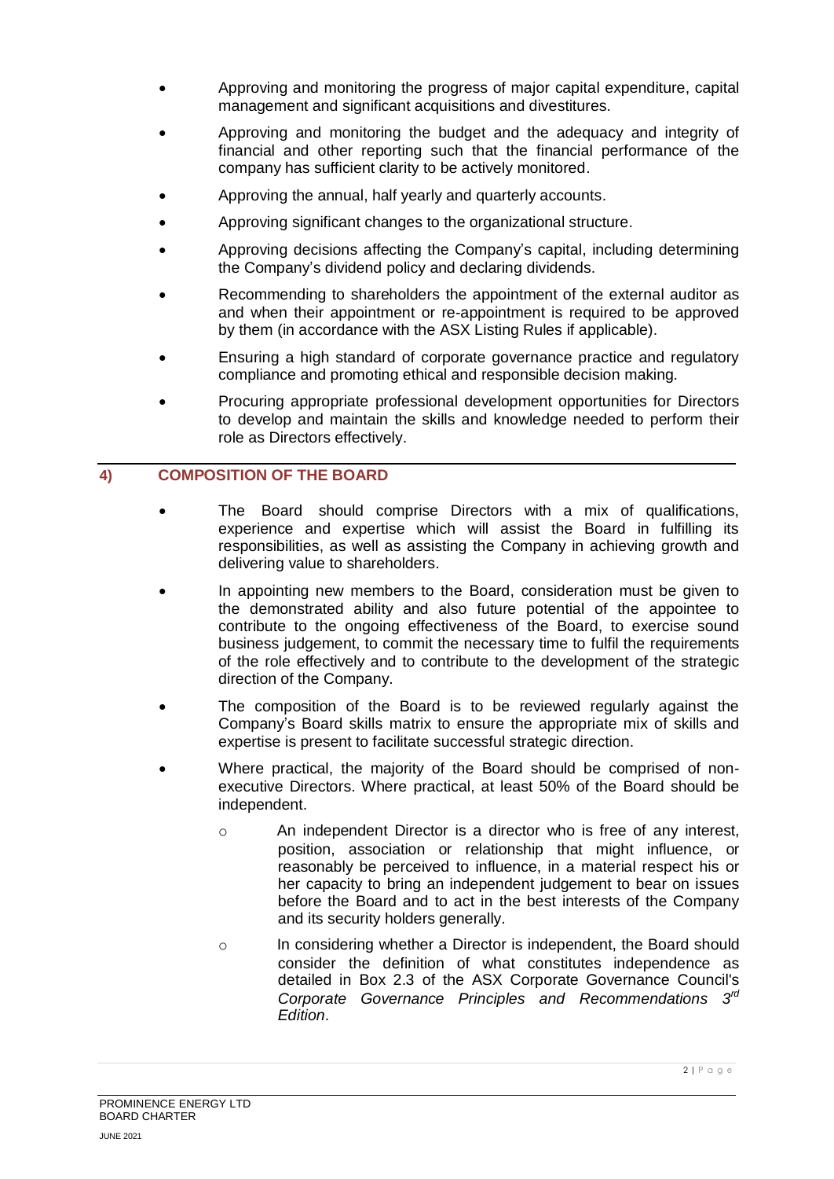- Approving and monitoring the progress of major capital expenditure, capital management and significant acquisitions and divestitures.
- Approving and monitoring the budget and the adequacy and integrity of financial and other reporting such that the financial performance of the company has sufficient clarity to be actively monitored.
- Approving the annual, half yearly and quarterly accounts.
- Approving significant changes to the organizational structure.
- Approving decisions affecting the Company's capital, including determining the Company's dividend policy and declaring dividends.
- Recommending to shareholders the appointment of the external auditor as and when their appointment or re-appointment is required to be approved by them (in accordance with the ASX Listing Rules if applicable).
- Ensuring a high standard of corporate governance practice and regulatory compliance and promoting ethical and responsible decision making.
- Procuring appropriate professional development opportunities for Directors to develop and maintain the skills and knowledge needed to perform their role as Directors effectively.

## 4) COMPOSITION OF THE BOARD

- The Board should comprise Directors with a mix of qualifications, experience and expertise which will assist the Board in fulfilling its responsibilities, as well as assisting the Company in achieving growth and delivering value to shareholders.
- In appointing new members to the Board, consideration must be given to the demonstrated ability and also future potential of the appointee to contribute to the ongoing effectiveness of the Board, to exercise sound business judgement, to commit the necessary time to fulfil the requirements of the role effectively and to contribute to the development of the strategic direction of the Company.
- The composition of the Board is to be reviewed regularly against the Company's Board skills matrix to ensure the appropriate mix of skills and expertise is present to facilitate successful strategic direction.
- Where practical, the majority of the Board should be comprised of non-executive Directors. Where practical, at least 50% of the Board should be independent.
  - An independent Director is a director who is free of any interest, position, association or relationship that might influence, or reasonably be perceived to influence, in a material respect his or her capacity to bring an independent judgement to bear on issues before the Board and to act in the best interests of the Company and its security holders generally.
  - In considering whether a Director is independent, the Board should consider the definition of what constitutes independence as detailed in Box 2.3 of the ASX Corporate Governance Council's *Corporate Governance Principles and Recommendations 3rd Edition*.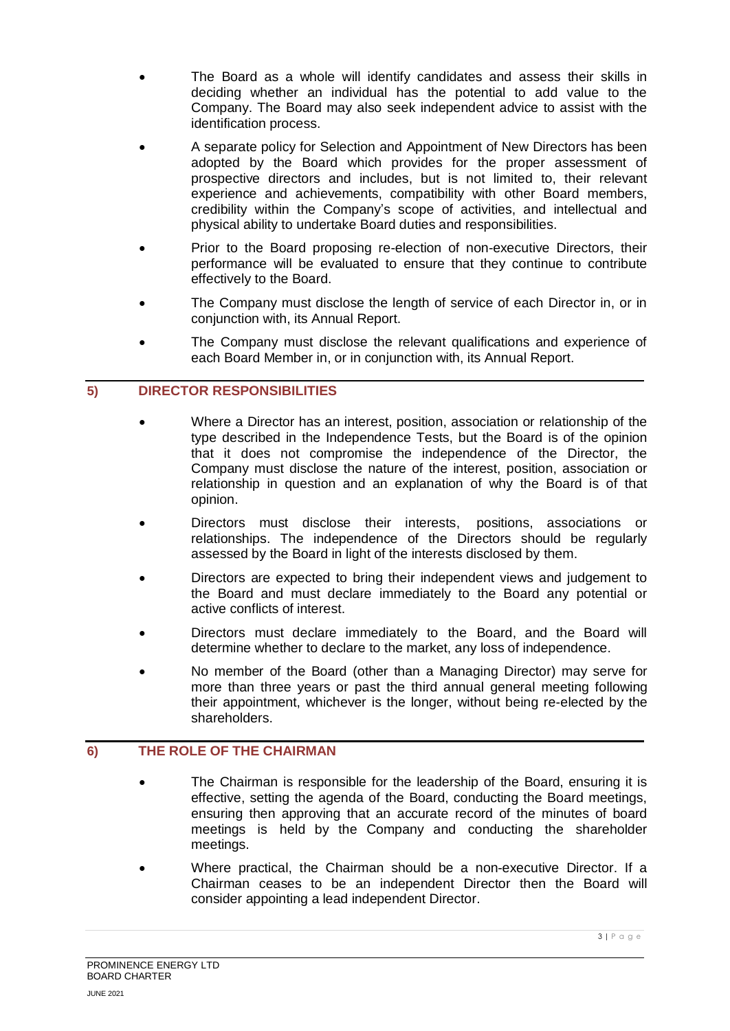- The Board as a whole will identify candidates and assess their skills in deciding whether an individual has the potential to add value to the Company. The Board may also seek independent advice to assist with the identification process.
- A separate policy for Selection and Appointment of New Directors has been adopted by the Board which provides for the proper assessment of prospective directors and includes, but is not limited to, their relevant experience and achievements, compatibility with other Board members, credibility within the Company's scope of activities, and intellectual and physical ability to undertake Board duties and responsibilities.
- Prior to the Board proposing re-election of non-executive Directors, their performance will be evaluated to ensure that they continue to contribute effectively to the Board.
- The Company must disclose the length of service of each Director in, or in conjunction with, its Annual Report.
- The Company must disclose the relevant qualifications and experience of each Board Member in, or in conjunction with, its Annual Report.

## 5) DIRECTOR RESPONSIBILITIES

- Where a Director has an interest, position, association or relationship of the type described in the Independence Tests, but the Board is of the opinion that it does not compromise the independence of the Director, the Company must disclose the nature of the interest, position, association or relationship in question and an explanation of why the Board is of that opinion.
- Directors must disclose their interests, positions, associations or relationships. The independence of the Directors should be regularly assessed by the Board in light of the interests disclosed by them.
- Directors are expected to bring their independent views and judgement to the Board and must declare immediately to the Board any potential or active conflicts of interest.
- Directors must declare immediately to the Board, and the Board will determine whether to declare to the market, any loss of independence.
- No member of the Board (other than a Managing Director) may serve for more than three years or past the third annual general meeting following their appointment, whichever is the longer, without being re-elected by the shareholders.

## 6) THE ROLE OF THE CHAIRMAN

- The Chairman is responsible for the leadership of the Board, ensuring it is effective, setting the agenda of the Board, conducting the Board meetings, ensuring then approving that an accurate record of the minutes of board meetings is held by the Company and conducting the shareholder meetings.
- Where practical, the Chairman should be a non-executive Director. If a Chairman ceases to be an independent Director then the Board will consider appointing a lead independent Director.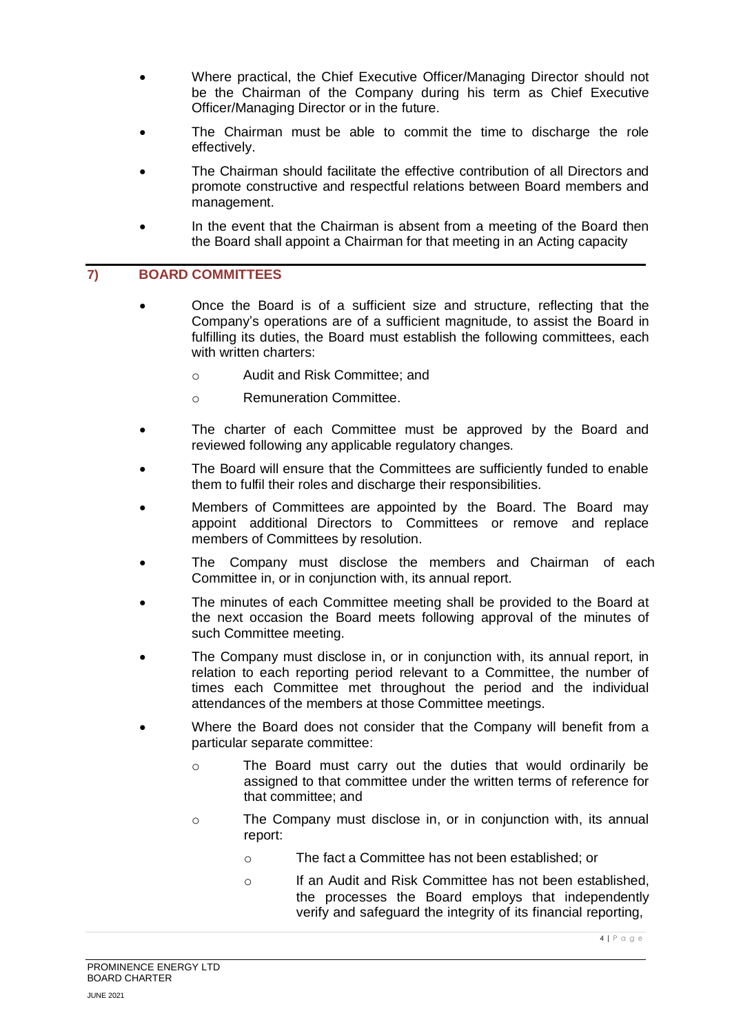- Where practical, the Chief Executive Officer/Managing Director should not be the Chairman of the Company during his term as Chief Executive Officer/Managing Director or in the future.
- The Chairman must be able to commit the time to discharge the role effectively.
- The Chairman should facilitate the effective contribution of all Directors and promote constructive and respectful relations between Board members and management.
- In the event that the Chairman is absent from a meeting of the Board then the Board shall appoint a Chairman for that meeting in an Acting capacity

## 7) BOARD COMMITTEES

- Once the Board is of a sufficient size and structure, reflecting that the Company's operations are of a sufficient magnitude, to assist the Board in fulfilling its duties, the Board must establish the following committees, each with written charters:
  - Audit and Risk Committee; and
  - Remuneration Committee.
- The charter of each Committee must be approved by the Board and reviewed following any applicable regulatory changes.
- The Board will ensure that the Committees are sufficiently funded to enable them to fulfil their roles and discharge their responsibilities.
- Members of Committees are appointed by the Board. The Board may appoint additional Directors to Committees or remove and replace members of Committees by resolution.
- The Company must disclose the members and Chairman of each Committee in, or in conjunction with, its annual report.
- The minutes of each Committee meeting shall be provided to the Board at the next occasion the Board meets following approval of the minutes of such Committee meeting.
- The Company must disclose in, or in conjunction with, its annual report, in relation to each reporting period relevant to a Committee, the number of times each Committee met throughout the period and the individual attendances of the members at those Committee meetings.
- Where the Board does not consider that the Company will benefit from a particular separate committee:
  - The Board must carry out the duties that would ordinarily be assigned to that committee under the written terms of reference for that committee; and
  - The Company must disclose in, or in conjunction with, its annual report:
    - The fact a Committee has not been established; or
    - If an Audit and Risk Committee has not been established, the processes the Board employs that independently verify and safeguard the integrity of its financial reporting,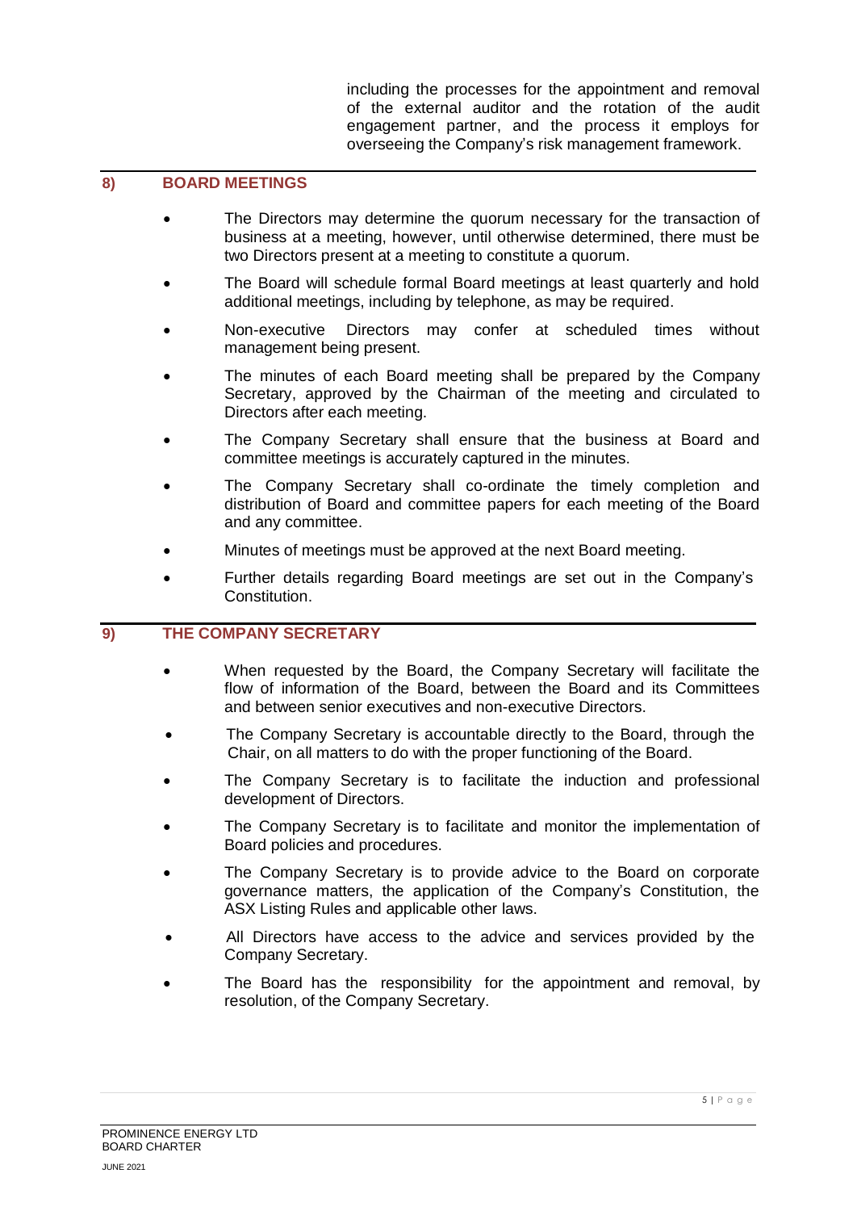including the processes for the appointment and removal of the external auditor and the rotation of the audit engagement partner, and the process it employs for overseeing the Company's risk management framework.

## 8) BOARD MEETINGS

- The Directors may determine the quorum necessary for the transaction of business at a meeting, however, until otherwise determined, there must be two Directors present at a meeting to constitute a quorum.
- The Board will schedule formal Board meetings at least quarterly and hold additional meetings, including by telephone, as may be required.
- Non-executive Directors may confer at scheduled times without management being present.
- The minutes of each Board meeting shall be prepared by the Company Secretary, approved by the Chairman of the meeting and circulated to Directors after each meeting.
- The Company Secretary shall ensure that the business at Board and committee meetings is accurately captured in the minutes.
- The Company Secretary shall co-ordinate the timely completion and distribution of Board and committee papers for each meeting of the Board and any committee.
- Minutes of meetings must be approved at the next Board meeting.
- Further details regarding Board meetings are set out in the Company's Constitution.

## 9) THE COMPANY SECRETARY

- When requested by the Board, the Company Secretary will facilitate the flow of information of the Board, between the Board and its Committees and between senior executives and non-executive Directors.
- The Company Secretary is accountable directly to the Board, through the Chair, on all matters to do with the proper functioning of the Board.
- The Company Secretary is to facilitate the induction and professional development of Directors.
- The Company Secretary is to facilitate and monitor the implementation of Board policies and procedures.
- The Company Secretary is to provide advice to the Board on corporate governance matters, the application of the Company's Constitution, the ASX Listing Rules and applicable other laws.
- All Directors have access to the advice and services provided by the Company Secretary.
- The Board has the responsibility for the appointment and removal, by resolution, of the Company Secretary.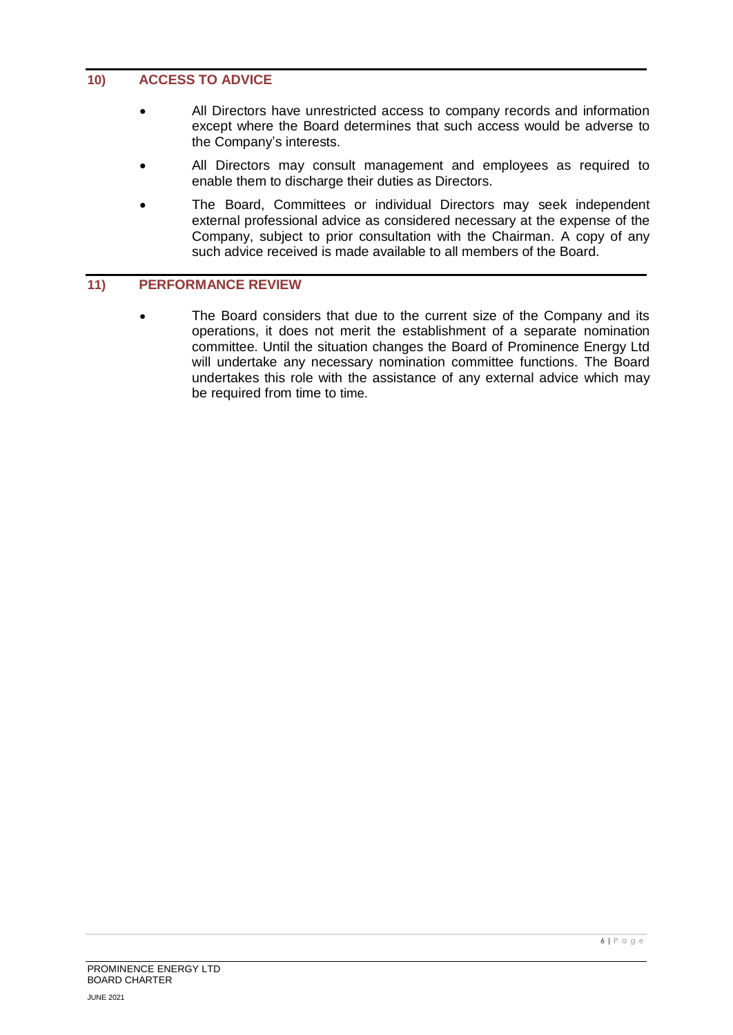## 10) ACCESS TO ADVICE

- All Directors have unrestricted access to company records and information except where the Board determines that such access would be adverse to the Company's interests.
- All Directors may consult management and employees as required to enable them to discharge their duties as Directors.
- The Board, Committees or individual Directors may seek independent external professional advice as considered necessary at the expense of the Company, subject to prior consultation with the Chairman. A copy of any such advice received is made available to all members of the Board.

## 11) PERFORMANCE REVIEW

- The Board considers that due to the current size of the Company and its operations, it does not merit the establishment of a separate nomination committee. Until the situation changes the Board of Prominence Energy Ltd will undertake any necessary nomination committee functions. The Board undertakes this role with the assistance of any external advice which may be required from time to time.